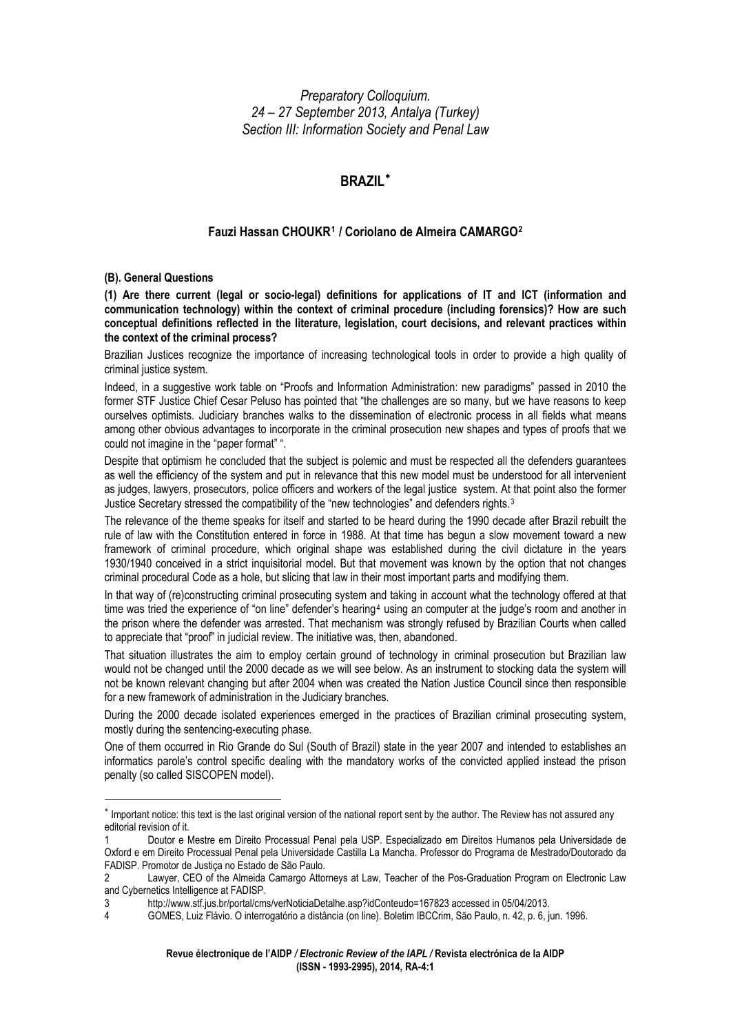*Preparatory Colloquium.*
*24 – 27 September 2013, Antalya (Turkey)*
*Section III: Information Society and Penal Law*

# BRAZIL[*]

### Fauzi Hassan CHOUKR[1] / Coriolano de Almeira CAMARGO[2]

**(B). General Questions**

**(1) Are there current (legal or socio-legal) definitions for applications of IT and ICT (information and communication technology) within the context of criminal procedure (including forensics)? How are such conceptual definitions reflected in the literature, legislation, court decisions, and relevant practices within the context of the criminal process?**

Brazilian Justices recognize the importance of increasing technological tools in order to provide a high quality of criminal justice system.

Indeed, in a suggestive work table on "Proofs and Information Administration: new paradigms" passed in 2010 the former STF Justice Chief Cesar Peluso has pointed that "the challenges are so many, but we have reasons to keep ourselves optimists. Judiciary branches walks to the dissemination of electronic process in all fields what means among other obvious advantages to incorporate in the criminal prosecution new shapes and types of proofs that we could not imagine in the "paper format" ".

Despite that optimism he concluded that the subject is polemic and must be respected all the defenders guarantees as well the efficiency of the system and put in relevance that this new model must be understood for all intervenient as judges, lawyers, prosecutors, police officers and workers of the legal justice system. At that point also the former Justice Secretary stressed the compatibility of the "new technologies" and defenders rights.[3]

The relevance of the theme speaks for itself and started to be heard during the 1990 decade after Brazil rebuilt the rule of law with the Constitution entered in force in 1988. At that time has begun a slow movement toward a new framework of criminal procedure, which original shape was established during the civil dictature in the years 1930/1940 conceived in a strict inquisitorial model. But that movement was known by the option that not changes criminal procedural Code as a hole, but slicing that law in their most important parts and modifying them.

In that way of (re)constructing criminal prosecuting system and taking in account what the technology offered at that time was tried the experience of "on line" defender's hearing[4] using an computer at the judge's room and another in the prison where the defender was arrested. That mechanism was strongly refused by Brazilian Courts when called to appreciate that "proof" in judicial review. The initiative was, then, abandoned.

That situation illustrates the aim to employ certain ground of technology in criminal prosecution but Brazilian law would not be changed until the 2000 decade as we will see below. As an instrument to stocking data the system will not be known relevant changing but after 2004 when was created the Nation Justice Council since then responsible for a new framework of administration in the Judiciary branches.

During the 2000 decade isolated experiences emerged in the practices of Brazilian criminal prosecuting system, mostly during the sentencing-executing phase.

One of them occurred in Rio Grande do Sul (South of Brazil) state in the year 2007 and intended to establishes an informatics parole's control specific dealing with the mandatory works of the convicted applied instead the prison penalty (so called SISCOPEN model).

---

[*] Important notice: this text is the last original version of the national report sent by the author. The Review has not assured any editorial revision of it.

[1] Doutor e Mestre em Direito Processual Penal pela USP. Especializado em Direitos Humanos pela Universidade de Oxford e em Direito Processual Penal pela Universidade Castilla La Mancha. Professor do Programa de Mestrado/Doutorado da FADISP. Promotor de Justiça no Estado de São Paulo.

[2] Lawyer, CEO of the Almeida Camargo Attorneys at Law, Teacher of the Pos-Graduation Program on Electronic Law and Cybernetics Intelligence at FADISP.

[3] http://www.stf.jus.br/portal/cms/verNoticiaDetalhe.asp?idConteudo=167823 accessed in 05/04/2013.

[4] GOMES, Luiz Flávio. O interrogatório a distância (on line). Boletim IBCCrim, São Paulo, n. 42, p. 6, jun. 1996.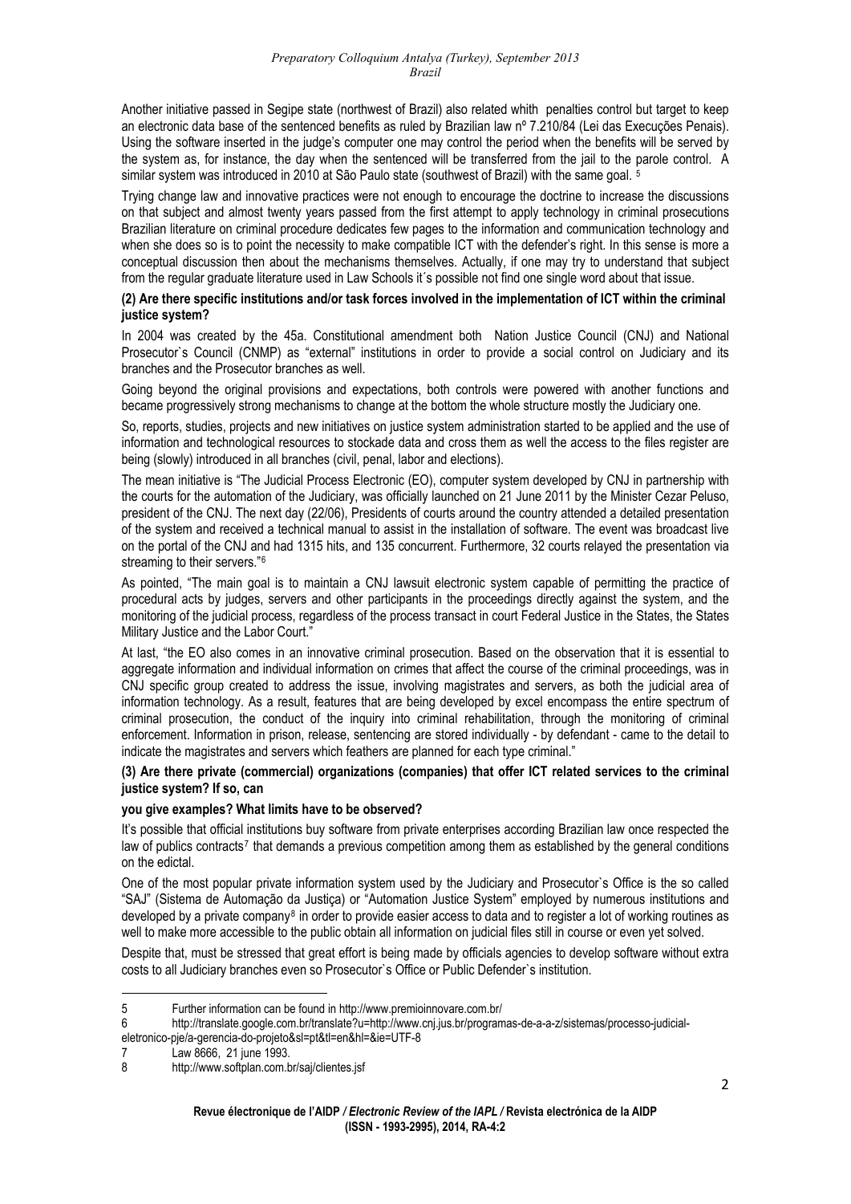Another initiative passed in Segipe state (northwest of Brazil) also related whith penalties control but target to keep an electronic data base of the sentenced benefits as ruled by Brazilian law nº 7.210/84 (Lei das Execuções Penais). Using the software inserted in the judge's computer one may control the period when the benefits will be served by the system as, for instance, the day when the sentenced will be transferred from the jail to the parole control. A similar system was introduced in 2010 at São Paulo state (southwest of Brazil) with the same goal. [5]

Trying change law and innovative practices were not enough to encourage the doctrine to increase the discussions on that subject and almost twenty years passed from the first attempt to apply technology in criminal prosecutions Brazilian literature on criminal procedure dedicates few pages to the information and communication technology and when she does so is to point the necessity to make compatible ICT with the defender's right. In this sense is more a conceptual discussion then about the mechanisms themselves. Actually, if one may try to understand that subject from the regular graduate literature used in Law Schools it´s possible not find one single word about that issue.

**(2) Are there specific institutions and/or task forces involved in the implementation of ICT within the criminal justice system?**

In 2004 was created by the 45a. Constitutional amendment both Nation Justice Council (CNJ) and National Prosecutor`s Council (CNMP) as "external" institutions in order to provide a social control on Judiciary and its branches and the Prosecutor branches as well.

Going beyond the original provisions and expectations, both controls were powered with another functions and became progressively strong mechanisms to change at the bottom the whole structure mostly the Judiciary one.

So, reports, studies, projects and new initiatives on justice system administration started to be applied and the use of information and technological resources to stockade data and cross them as well the access to the files register are being (slowly) introduced in all branches (civil, penal, labor and elections).

The mean initiative is "The Judicial Process Electronic (EO), computer system developed by CNJ in partnership with the courts for the automation of the Judiciary, was officially launched on 21 June 2011 by the Minister Cezar Peluso, president of the CNJ. The next day (22/06), Presidents of courts around the country attended a detailed presentation of the system and received a technical manual to assist in the installation of software. The event was broadcast live on the portal of the CNJ and had 1315 hits, and 135 concurrent. Furthermore, 32 courts relayed the presentation via streaming to their servers."[6]

As pointed, "The main goal is to maintain a CNJ lawsuit electronic system capable of permitting the practice of procedural acts by judges, servers and other participants in the proceedings directly against the system, and the monitoring of the judicial process, regardless of the process transact in court Federal Justice in the States, the States Military Justice and the Labor Court."

At last, "the EO also comes in an innovative criminal prosecution. Based on the observation that it is essential to aggregate information and individual information on crimes that affect the course of the criminal proceedings, was in CNJ specific group created to address the issue, involving magistrates and servers, as both the judicial area of information technology. As a result, features that are being developed by excel encompass the entire spectrum of criminal prosecution, the conduct of the inquiry into criminal rehabilitation, through the monitoring of criminal enforcement. Information in prison, release, sentencing are stored individually - by defendant - came to the detail to indicate the magistrates and servers which feathers are planned for each type criminal."

**(3) Are there private (commercial) organizations (companies) that offer ICT related services to the criminal justice system? If so, can you give examples? What limits have to be observed?**

It's possible that official institutions buy software from private enterprises according Brazilian law once respected the law of publics contracts[7] that demands a previous competition among them as established by the general conditions on the edictal.

One of the most popular private information system used by the Judiciary and Prosecutor`s Office is the so called "SAJ" (Sistema de Automação da Justiça) or "Automation Justice System" employed by numerous institutions and developed by a private company[8] in order to provide easier access to data and to register a lot of working routines as well to make more accessible to the public obtain all information on judicial files still in course or even yet solved.

Despite that, must be stressed that great effort is being made by officials agencies to develop software without extra costs to all Judiciary branches even so Prosecutor`s Office or Public Defender`s institution.

---

5 Further information can be found in http://www.premioinnovare.com.br/

6 http://translate.google.com.br/translate?u=http://www.cnj.jus.br/programas-de-a-a-z/sistemas/processo-judicial-eletronico-pje/a-gerencia-do-projeto&sl=pt&tl=en&hl=&ie=UTF-8

7 Law 8666, 21 june 1993.

8 http://www.softplan.com.br/saj/clientes.jsf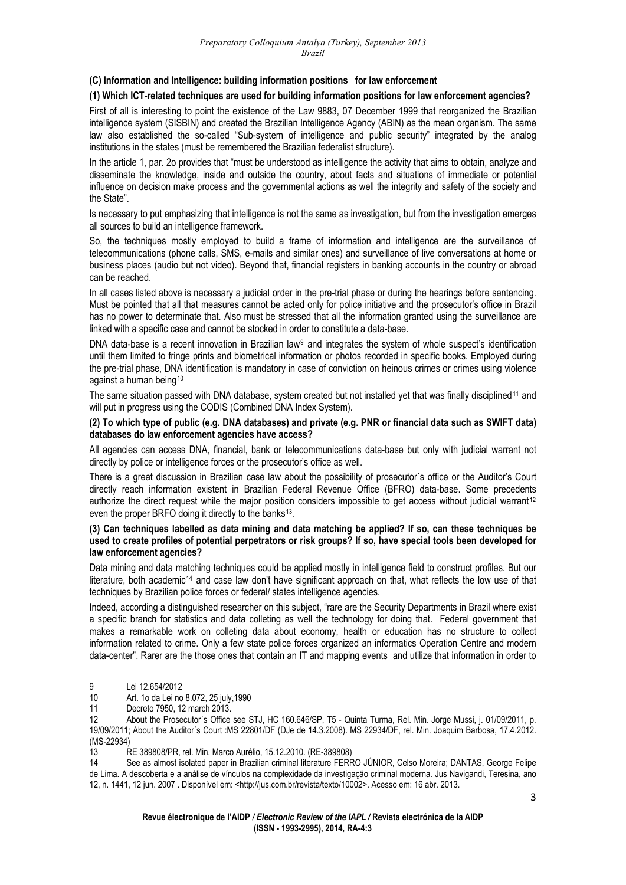**(C) Information and Intelligence: building information positions for law enforcement**

**(1) Which ICT-related techniques are used for building information positions for law enforcement agencies?**

First of all is interesting to point the existence of the Law 9883, 07 December 1999 that reorganized the Brazilian intelligence system (SISBIN) and created the Brazilian Intelligence Agency (ABIN) as the mean organism. The same law also established the so-called "Sub-system of intelligence and public security" integrated by the analog institutions in the states (must be remembered the Brazilian federalist structure).

In the article 1, par. 2o provides that "must be understood as intelligence the activity that aims to obtain, analyze and disseminate the knowledge, inside and outside the country, about facts and situations of immediate or potential influence on decision make process and the governmental actions as well the integrity and safety of the society and the State".

Is necessary to put emphasizing that intelligence is not the same as investigation, but from the investigation emerges all sources to build an intelligence framework.

So, the techniques mostly employed to build a frame of information and intelligence are the surveillance of telecommunications (phone calls, SMS, e-mails and similar ones) and surveillance of live conversations at home or business places (audio but not video). Beyond that, financial registers in banking accounts in the country or abroad can be reached.

In all cases listed above is necessary a judicial order in the pre-trial phase or during the hearings before sentencing. Must be pointed that all that measures cannot be acted only for police initiative and the prosecutor's office in Brazil has no power to determinate that. Also must be stressed that all the information granted using the surveillance are linked with a specific case and cannot be stocked in order to constitute a data-base.

DNA data-base is a recent innovation in Brazilian law[9] and integrates the system of whole suspect's identification until them limited to fringe prints and biometrical information or photos recorded in specific books. Employed during the pre-trial phase, DNA identification is mandatory in case of conviction on heinous crimes or crimes using violence against a human being[10]

The same situation passed with DNA database, system created but not installed yet that was finally disciplined[11] and will put in progress using the CODIS (Combined DNA Index System).

**(2) To which type of public (e.g. DNA databases) and private (e.g. PNR or financial data such as SWIFT data) databases do law enforcement agencies have access?**

All agencies can access DNA, financial, bank or telecommunications data-base but only with judicial warrant not directly by police or intelligence forces or the prosecutor's office as well.

There is a great discussion in Brazilian case law about the possibility of prosecutor´s office or the Auditor's Court directly reach information existent in Brazilian Federal Revenue Office (BFRO) data-base. Some precedents authorize the direct request while the major position considers impossible to get access without judicial warrant[12] even the proper BRFO doing it directly to the banks[13].

**(3) Can techniques labelled as data mining and data matching be applied? If so, can these techniques be used to create profiles of potential perpetrators or risk groups? If so, have special tools been developed for law enforcement agencies?**

Data mining and data matching techniques could be applied mostly in intelligence field to construct profiles. But our literature, both academic[14] and case law don't have significant approach on that, what reflects the low use of that techniques by Brazilian police forces or federal/ states intelligence agencies.

Indeed, according a distinguished researcher on this subject, "rare are the Security Departments in Brazil where exist a specific branch for statistics and data colleting as well the technology for doing that. Federal government that makes a remarkable work on colleting data about economy, health or education has no structure to collect information related to crime. Only a few state police forces organized an informatics Operation Centre and modern data-center". Rarer are the those ones that contain an IT and mapping events and utilize that information in order to

---

9 Lei 12.654/2012

10 Art. 1o da Lei no 8.072, 25 july,1990

11 Decreto 7950, 12 march 2013.

12 About the Prosecutor´s Office see STJ, HC 160.646/SP, T5 - Quinta Turma, Rel. Min. Jorge Mussi, j. 01/09/2011, p. 19/09/2011; About the Auditor´s Court :MS 22801/DF (DJe de 14.3.2008). MS 22934/DF, rel. Min. Joaquim Barbosa, 17.4.2012. (MS-22934)

13 RE 389808/PR, rel. Min. Marco Aurélio, 15.12.2010. (RE-389808)

14 See as almost isolated paper in Brazilian criminal literature FERRO JÚNIOR, Celso Moreira; DANTAS, George Felipe de Lima. A descoberta e a análise de vínculos na complexidade da investigação criminal moderna. Jus Navigandi, Teresina, ano 12, n. 1441, 12 jun. 2007 . Disponível em: <http://jus.com.br/revista/texto/10002>. Acesso em: 16 abr. 2013.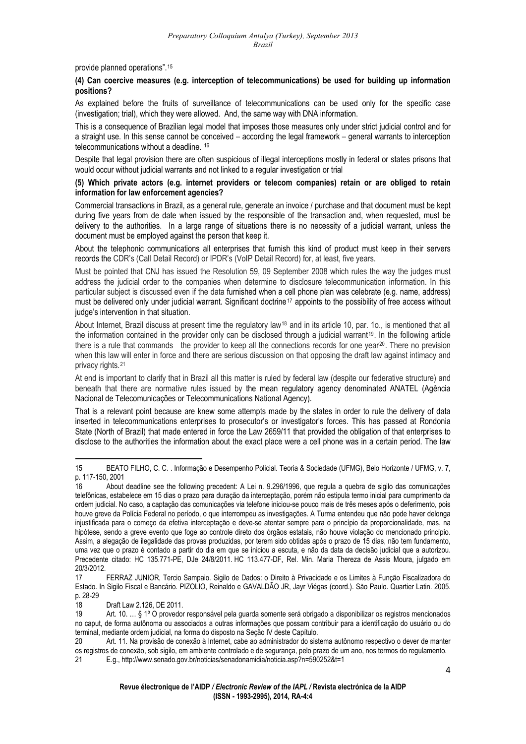provide planned operations".[15]

**(4) Can coercive measures (e.g. interception of telecommunications) be used for building up information positions?**

As explained before the fruits of surveillance of telecommunications can be used only for the specific case (investigation; trial), which they were allowed. And, the same way with DNA information.

This is a consequence of Brazilian legal model that imposes those measures only under strict judicial control and for a straight use. In this sense cannot be conceived – according the legal framework – general warrants to interception telecommunications without a deadline. [16]

Despite that legal provision there are often suspicious of illegal interceptions mostly in federal or states prisons that would occur without judicial warrants and not linked to a regular investigation or trial

**(5) Which private actors (e.g. internet providers or telecom companies) retain or are obliged to retain information for law enforcement agencies?**

Commercial transactions in Brazil, as a general rule, generate an invoice / purchase and that document must be kept during five years from de date when issued by the responsible of the transaction and, when requested, must be delivery to the authorities. In a large range of situations there is no necessity of a judicial warrant, unless the document must be employed against the person that keep it.

About the telephonic communications all enterprises that furnish this kind of product must keep in their servers records the CDR's (Call Detail Record) or IPDR's (VoIP Detail Record) for, at least, five years.

Must be pointed that CNJ has issued the Resolution 59, 09 September 2008 which rules the way the judges must address the judicial order to the companies when determine to disclosure telecommunication information. In this particular subject is discussed even if the data furnished when a cell phone plan was celebrate (e.g. name, address) must be delivered only under judicial warrant. Significant doctrine[17] appoints to the possibility of free access without judge's intervention in that situation.

About Internet, Brazil discuss at present time the regulatory law[18] and in its article 10, par. 1o., is mentioned that all the information contained in the provider only can be disclosed through a judicial warrant[19]. In the following article there is a rule that commands the provider to keep all the connections records for one year[20]. There no prevision when this law will enter in force and there are serious discussion on that opposing the draft law against intimacy and privacy rights.[21]

At end is important to clarify that in Brazil all this matter is ruled by federal law (despite our federative structure) and beneath that there are normative rules issued by the mean regulatory agency denominated ANATEL (Agência Nacional de Telecomunicações or Telecommunications National Agency).

That is a relevant point because are knew some attempts made by the states in order to rule the delivery of data inserted in telecommunications enterprises to prosecutor's or investigator's forces. This has passed at Rondonia State (North of Brazil) that made entered in force the Law 2659/11 that provided the obligation of that enterprises to disclose to the authorities the information about the exact place were a cell phone was in a certain period. The law

---

15 BEATO FILHO, C. C. . Informação e Desempenho Policial. Teoria & Sociedade (UFMG), Belo Horizonte / UFMG, v. 7, p. 117-150, 2001

16 About deadline see the following precedent: A Lei n. 9.296/1996, que regula a quebra de sigilo das comunicações telefônicas, estabelece em 15 dias o prazo para duração da interceptação, porém não estipula termo inicial para cumprimento da ordem judicial. No caso, a captação das comunicações via telefone iniciou-se pouco mais de três meses após o deferimento, pois houve greve da Polícia Federal no período, o que interrompeu as investigações. A Turma entendeu que não pode haver delonga injustificada para o começo da efetiva interceptação e deve-se atentar sempre para o princípio da proporcionalidade, mas, na hipótese, sendo a greve evento que foge ao controle direto dos órgãos estatais, não houve violação do mencionado princípio. Assim, a alegação de ilegalidade das provas produzidas, por terem sido obtidas após o prazo de 15 dias, não tem fundamento, uma vez que o prazo é contado a partir do dia em que se iniciou a escuta, e não da data da decisão judicial que a autorizou. Precedente citado: HC 135.771-PE, DJe 24/8/2011. HC 113.477-DF, Rel. Min. Maria Thereza de Assis Moura, julgado em 20/3/2012.

17 FERRAZ JUNIOR, Tercio Sampaio. Sigilo de Dados: o Direito à Privacidade e os Limites à Função Fiscalizadora do Estado. In Sigilo Fiscal e Bancário. PIZOLIO, Reinaldo e GAVALDÃO JR, Jayr Viégas (coord.). São Paulo. Quartier Latin. 2005. p. 28-29

18 Draft Law 2.126, DE 2011.

19 Art. 10. … § 1º O provedor responsável pela guarda somente será obrigado a disponibilizar os registros mencionados no caput, de forma autônoma ou associados a outras informações que possam contribuir para a identificação do usuário ou do terminal, mediante ordem judicial, na forma do disposto na Seção IV deste Capítulo.

20 Art. 11. Na provisão de conexão à Internet, cabe ao administrador do sistema autônomo respectivo o dever de manter os registros de conexão, sob sigilo, em ambiente controlado e de segurança, pelo prazo de um ano, nos termos do regulamento.

21 E.g., http://www.senado.gov.br/noticias/senadonamidia/noticia.asp?n=590252&t=1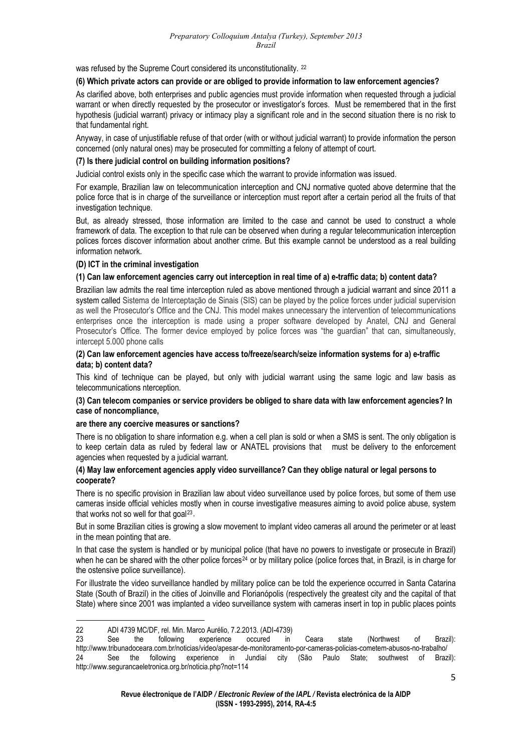was refused by the Supreme Court considered its unconstitutionality. [22]

**(6) Which private actors can provide or are obliged to provide information to law enforcement agencies?**

As clarified above, both enterprises and public agencies must provide information when requested through a judicial warrant or when directly requested by the prosecutor or investigator's forces. Must be remembered that in the first hypothesis (judicial warrant) privacy or intimacy play a significant role and in the second situation there is no risk to that fundamental right.

Anyway, in case of unjustifiable refuse of that order (with or without judicial warrant) to provide information the person concerned (only natural ones) may be prosecuted for committing a felony of attempt of court.

**(7) Is there judicial control on building information positions?**

Judicial control exists only in the specific case which the warrant to provide information was issued.

For example, Brazilian law on telecommunication interception and CNJ normative quoted above determine that the police force that is in charge of the surveillance or interception must report after a certain period all the fruits of that investigation technique.

But, as already stressed, those information are limited to the case and cannot be used to construct a whole framework of data. The exception to that rule can be observed when during a regular telecommunication interception polices forces discover information about another crime. But this example cannot be understood as a real building information network.

**(D) ICT in the criminal investigation**

**(1) Can law enforcement agencies carry out interception in real time of a) e-traffic data; b) content data?**

Brazilian law admits the real time interception ruled as above mentioned through a judicial warrant and since 2011 a system called Sistema de Interceptação de Sinais (SIS) can be played by the police forces under judicial supervision as well the Prosecutor's Office and the CNJ. This model makes unnecessary the intervention of telecommunications enterprises once the interception is made using a proper software developed by Anatel, CNJ and General Prosecutor's Office. The former device employed by police forces was "the guardian" that can, simultaneously, intercept 5.000 phone calls

**(2) Can law enforcement agencies have access to/freeze/search/seize information systems for a) e-traffic data; b) content data?**

This kind of technique can be played, but only with judicial warrant using the same logic and law basis as telecommunications nterception.

**(3) Can telecom companies or service providers be obliged to share data with law enforcement agencies? In case of noncompliance,**

**are there any coercive measures or sanctions?**

There is no obligation to share information e.g. when a cell plan is sold or when a SMS is sent. The only obligation is to keep certain data as ruled by federal law or ANATEL provisions that must be delivery to the enforcement agencies when requested by a judicial warrant.

**(4) May law enforcement agencies apply video surveillance? Can they oblige natural or legal persons to cooperate?**

There is no specific provision in Brazilian law about video surveillance used by police forces, but some of them use cameras inside official vehicles mostly when in course investigative measures aiming to avoid police abuse, system that works not so well for that goal[23].

But in some Brazilian cities is growing a slow movement to implant video cameras all around the perimeter or at least in the mean pointing that are.

In that case the system is handled or by municipal police (that have no powers to investigate or prosecute in Brazil) when he can be shared with the other police forces[24] or by military police (police forces that, in Brazil, is in charge for the ostensive police surveillance).

For illustrate the video surveillance handled by military police can be told the experience occurred in Santa Catarina State (South of Brazil) in the cities of Joinville and Florianópolis (respectively the greatest city and the capital of that State) where since 2001 was implanted a video surveillance system with cameras insert in top in public places points

---

22 ADI 4739 MC/DF, rel. Min. Marco Aurélio, 7.2.2013. (ADI-4739)

23 See the following experience occured in Ceara state (Northwest of Brazil): http://www.tribunadoceara.com.br/noticias/video/apesar-de-monitoramento-por-cameras-policias-cometem-abusos-no-trabalho/

24 See the following experience in Jundiaí city (São Paulo State; southwest of Brazil): http://www.segurancaeletronica.org.br/noticia.php?not=114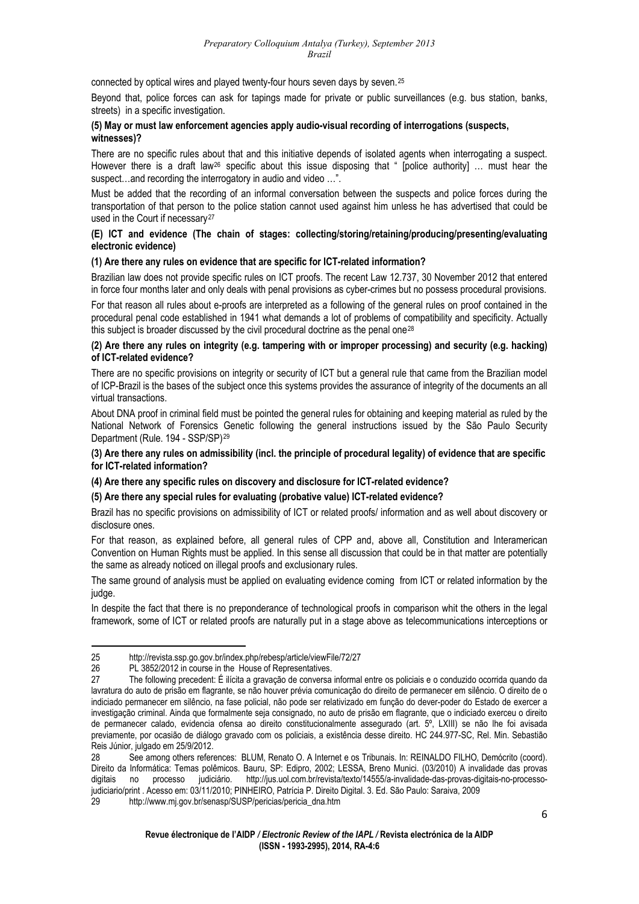connected by optical wires and played twenty-four hours seven days by seven.[25]

Beyond that, police forces can ask for tapings made for private or public surveillances (e.g. bus station, banks, streets) in a specific investigation.

**(5) May or must law enforcement agencies apply audio-visual recording of interrogations (suspects, witnesses)?**

There are no specific rules about that and this initiative depends of isolated agents when interrogating a suspect. However there is a draft law[26] specific about this issue disposing that " [police authority] … must hear the suspect…and recording the interrogatory in audio and video …".

Must be added that the recording of an informal conversation between the suspects and police forces during the transportation of that person to the police station cannot used against him unless he has advertised that could be used in the Court if necessary[27]

**(E) ICT and evidence (The chain of stages: collecting/storing/retaining/producing/presenting/evaluating electronic evidence)**

**(1) Are there any rules on evidence that are specific for ICT-related information?**

Brazilian law does not provide specific rules on ICT proofs. The recent Law 12.737, 30 November 2012 that entered in force four months later and only deals with penal provisions as cyber-crimes but no possess procedural provisions.

For that reason all rules about e-proofs are interpreted as a following of the general rules on proof contained in the procedural penal code established in 1941 what demands a lot of problems of compatibility and specificity. Actually this subject is broader discussed by the civil procedural doctrine as the penal one[28]

**(2) Are there any rules on integrity (e.g. tampering with or improper processing) and security (e.g. hacking) of ICT-related evidence?**

There are no specific provisions on integrity or security of ICT but a general rule that came from the Brazilian model of ICP-Brazil is the bases of the subject once this systems provides the assurance of integrity of the documents an all virtual transactions.

About DNA proof in criminal field must be pointed the general rules for obtaining and keeping material as ruled by the National Network of Forensics Genetic following the general instructions issued by the São Paulo Security Department (Rule. 194 - SSP/SP)[29]

**(3) Are there any rules on admissibility (incl. the principle of procedural legality) of evidence that are specific for ICT-related information?**

**(4) Are there any specific rules on discovery and disclosure for ICT-related evidence?**

**(5) Are there any special rules for evaluating (probative value) ICT-related evidence?**

Brazil has no specific provisions on admissibility of ICT or related proofs/ information and as well about discovery or disclosure ones.

For that reason, as explained before, all general rules of CPP and, above all, Constitution and Interamerican Convention on Human Rights must be applied. In this sense all discussion that could be in that matter are potentially the same as already noticed on illegal proofs and exclusionary rules.

The same ground of analysis must be applied on evaluating evidence coming from ICT or related information by the judge.

In despite the fact that there is no preponderance of technological proofs in comparison whit the others in the legal framework, some of ICT or related proofs are naturally put in a stage above as telecommunications interceptions or

---

25 http://revista.ssp.go.gov.br/index.php/rebesp/article/viewFile/72/27

26 PL 3852/2012 in course in the House of Representatives.

27 The following precedent: É ilícita a gravação de conversa informal entre os policiais e o conduzido ocorrida quando da lavratura do auto de prisão em flagrante, se não houver prévia comunicação do direito de permanecer em silêncio. O direito de o indiciado permanecer em silêncio, na fase policial, não pode ser relativizado em função do dever-poder do Estado de exercer a investigação criminal. Ainda que formalmente seja consignado, no auto de prisão em flagrante, que o indiciado exerceu o direito de permanecer calado, evidencia ofensa ao direito constitucionalmente assegurado (art. 5º, LXIII) se não lhe foi avisada previamente, por ocasião de diálogo gravado com os policiais, a existência desse direito. HC 244.977-SC, Rel. Min. Sebastião Reis Júnior, julgado em 25/9/2012.

28 See among others references: BLUM, Renato O. A Internet e os Tribunais. In: REINALDO FILHO, Demócrito (coord). Direito da Informática: Temas polêmicos. Bauru, SP: Edipro, 2002; LESSA, Breno Munici. (03/2010) A invalidade das provas digitais no processo judiciário. http://jus.uol.com.br/revista/texto/14555/a-invalidade-das-provas-digitais-no-processo-judiciario/print . Acesso em: 03/11/2010; PINHEIRO, Patrícia P. Direito Digital. 3. Ed. São Paulo: Saraiva, 2009

29 http://www.mj.gov.br/senasp/SUSP/pericias/pericia_dna.htm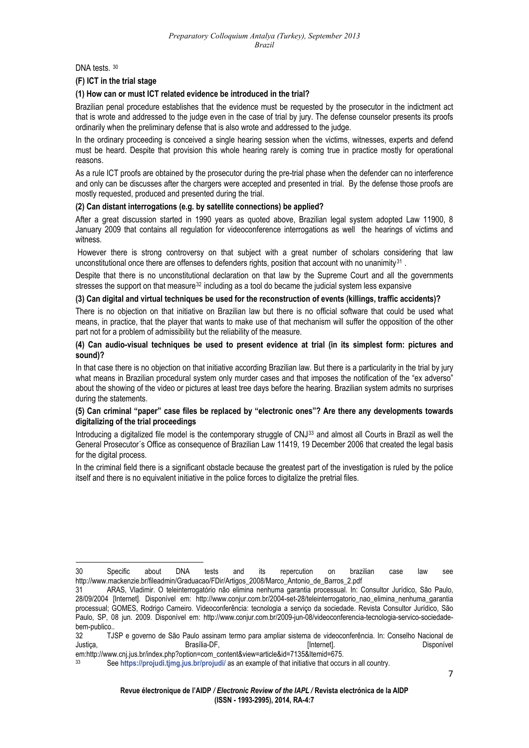DNA tests. [30]

**(F) ICT in the trial stage**

**(1) How can or must ICT related evidence be introduced in the trial?**

Brazilian penal procedure establishes that the evidence must be requested by the prosecutor in the indictment act that is wrote and addressed to the judge even in the case of trial by jury. The defense counselor presents its proofs ordinarily when the preliminary defense that is also wrote and addressed to the judge.

In the ordinary proceeding is conceived a single hearing session when the victims, witnesses, experts and defend must be heard. Despite that provision this whole hearing rarely is coming true in practice mostly for operational reasons.

As a rule ICT proofs are obtained by the prosecutor during the pre-trial phase when the defender can no interference and only can be discusses after the chargers were accepted and presented in trial. By the defense those proofs are mostly requested, produced and presented during the trial.

**(2) Can distant interrogations (e.g. by satellite connections) be applied?**

After a great discussion started in 1990 years as quoted above, Brazilian legal system adopted Law 11900, 8 January 2009 that contains all regulation for videoconference interrogations as well the hearings of victims and witness.

However there is strong controversy on that subject with a great number of scholars considering that law unconstitutional once there are offenses to defenders rights, position that account with no unanimity[31].

Despite that there is no unconstitutional declaration on that law by the Supreme Court and all the governments stresses the support on that measure[32] including as a tool do became the judicial system less expansive

**(3) Can digital and virtual techniques be used for the reconstruction of events (killings, traffic accidents)?**

There is no objection on that initiative on Brazilian law but there is no official software that could be used what means, in practice, that the player that wants to make use of that mechanism will suffer the opposition of the other part not for a problem of admissibility but the reliability of the measure.

**(4) Can audio-visual techniques be used to present evidence at trial (in its simplest form: pictures and sound)?**

In that case there is no objection on that initiative according Brazilian law. But there is a particularity in the trial by jury what means in Brazilian procedural system only murder cases and that imposes the notification of the "ex adverso" about the showing of the video or pictures at least tree days before the hearing. Brazilian system admits no surprises during the statements.

**(5) Can criminal "paper" case files be replaced by "electronic ones"? Are there any developments towards digitalizing of the trial proceedings**

Introducing a digitalized file model is the contemporary struggle of CNJ[33] and almost all Courts in Brazil as well the General Prosecutor´s Office as consequence of Brazilian Law 11419, 19 December 2006 that created the legal basis for the digital process.

In the criminal field there is a significant obstacle because the greatest part of the investigation is ruled by the police itself and there is no equivalent initiative in the police forces to digitalize the pretrial files.

---

30 Specific about DNA tests and its repercution on brazilian case law see http://www.mackenzie.br/fileadmin/Graduacao/FDir/Artigos_2008/Marco_Antonio_de_Barros_2.pdf

31 ARAS, Vladimir. O teleinterrogatório não elimina nenhuma garantia processual. In: Consultor Jurídico, São Paulo, 28/09/2004 [Internet]. Disponível em: http://www.conjur.com.br/2004-set-28/teleinterrogatorio_nao_elimina_nenhuma_garantia processual; GOMES, Rodrigo Carneiro. Videoconferência: tecnologia a serviço da sociedade. Revista Consultor Jurídico, São Paulo, SP, 08 jun. 2009. Disponível em: http://www.conjur.com.br/2009-jun-08/videoconferencia-tecnologia-servico-sociedade-bem-publico..

32 TJSP e governo de São Paulo assinam termo para ampliar sistema de videoconferência. In: Conselho Nacional de Justiça, Brasília-DF, [Internet]. Disponível em:http://www.cnj.jus.br/index.php?option=com_content&view=article&id=7135&Itemid=675.

33 See **https://projudi.tjmg.jus.br/projudi/** as an example of that initiative that occurs in all country.